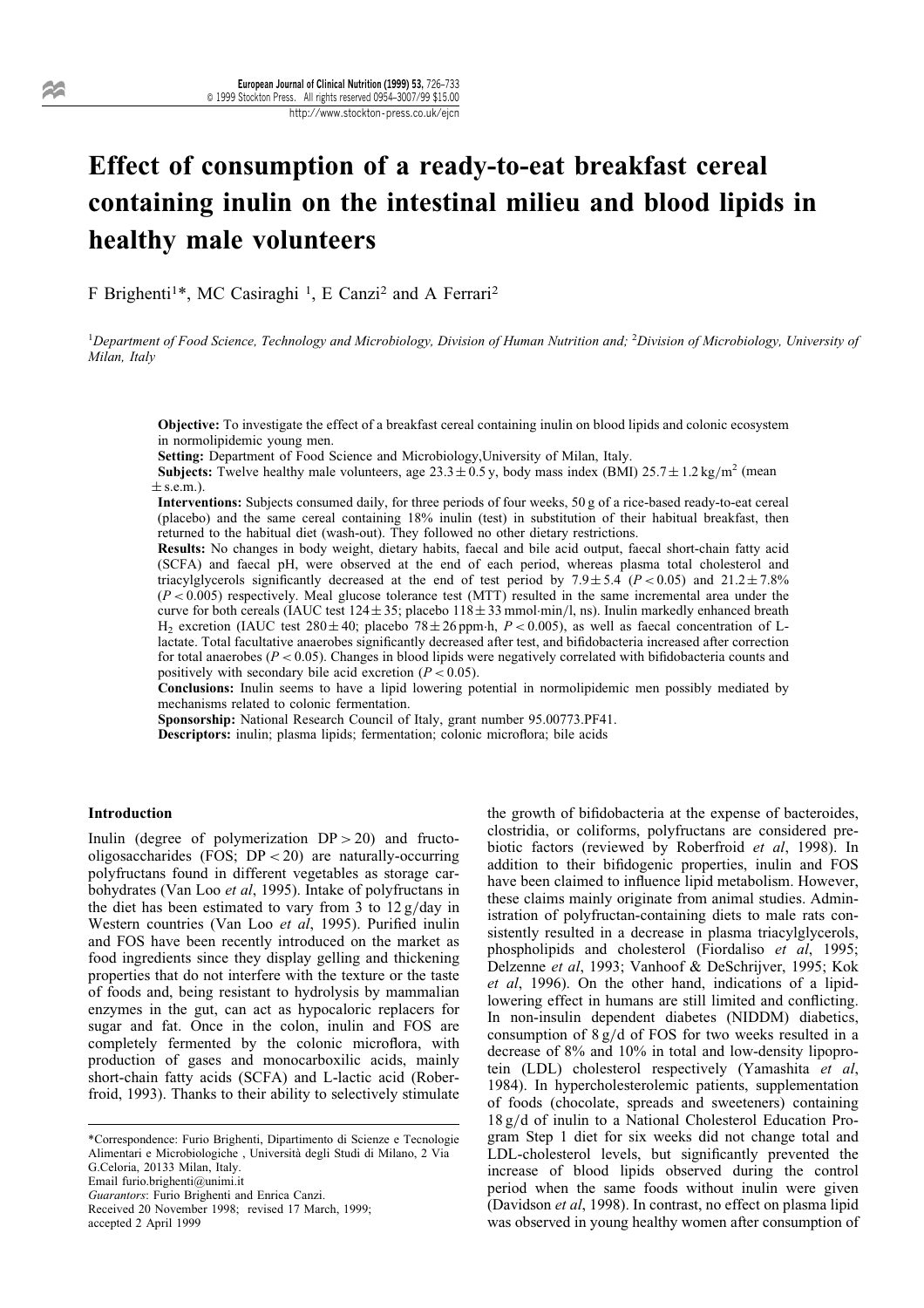# Effect of consumption of a ready-to-eat breakfast cereal containing inulin on the intestinal milieu and blood lipids in healthy male volunteers

F Brighenti[1]*, MC Casiraghi [1], E Canzi[2] and A Ferrari[2]

[1]*Department of Food Science, Technology and Microbiology, Division of Human Nutrition and;* [2]*Division of Microbiology, University of Milan, Italy*

**Objective:** To investigate the effect of a breakfast cereal containing inulin on blood lipids and colonic ecosystem in normolipidemic young men.

**Setting:** Department of Food Science and Microbiology,University of Milan, Italy.

**Subjects:** Twelve healthy male volunteers, age $23.3 \pm 0.5$ y, body mass index (BMI) $25.7 \pm 1.2$ kg/m$^2$ (mean $\pm$ s.e.m.).

**Interventions:** Subjects consumed daily, for three periods of four weeks, 50 g of a rice-based ready-to-eat cereal (placebo) and the same cereal containing 18% inulin (test) in substitution of their habitual breakfast, then returned to the habitual diet (wash-out). They followed no other dietary restrictions.

**Results:** No changes in body weight, dietary habits, faecal and bile acid output, faecal short-chain fatty acid (SCFA) and faecal pH, were observed at the end of each period, whereas plasma total cholesterol and triacylglycerols significantly decreased at the end of test period by $7.9 \pm 5.4$ ($P < 0.05$) and $21.2 \pm 7.8$% ($P < 0.005$) respectively. Meal glucose tolerance test (MTT) resulted in the same incremental area under the curve for both cereals (IAUC test $124 \pm 35$; placebo $118 \pm 33$ mmol·min/l, ns). Inulin markedly enhanced breath $H_2$ excretion (IAUC test $280 \pm 40$; placebo $78 \pm 26$ ppm·h, $P < 0.005$), as well as faecal concentration of L-lactate. Total facultative anaerobes significantly decreased after test, and bifidobacteria increased after correction for total anaerobes ($P < 0.05$). Changes in blood lipids were negatively correlated with bifidobacteria counts and positively with secondary bile acid excretion ($P < 0.05$).

**Conclusions:** Inulin seems to have a lipid lowering potential in normolipidemic men possibly mediated by mechanisms related to colonic fermentation.

**Sponsorship:** National Research Council of Italy, grant number 95.00773.PF41.

**Descriptors:** inulin; plasma lipids; fermentation; colonic microflora; bile acids

## Introduction

Inulin (degree of polymerization DP > 20) and fructo-oligosaccharides (FOS; DP < 20) are naturally-occurring polyfructans found in different vegetables as storage carbohydrates (Van Loo *et al*, 1995). Intake of polyfructans in the diet has been estimated to vary from 3 to 12 g/day in Western countries (Van Loo *et al*, 1995). Purified inulin and FOS have been recently introduced on the market as food ingredients since they display gelling and thickening properties that do not interfere with the texture or the taste of foods and, being resistant to hydrolysis by mammalian enzymes in the gut, can act as hypocaloric replacers for sugar and fat. Once in the colon, inulin and FOS are completely fermented by the colonic microflora, with production of gases and monocarboxilic acids, mainly short-chain fatty acids (SCFA) and L-lactic acid (Roberfroid, 1993). Thanks to their ability to selectively stimulate the growth of bifidobacteria at the expense of bacteroides, clostridia, or coliforms, polyfructans are considered prebiotic factors (reviewed by Roberfroid *et al*, 1998). In addition to their bifidogenic properties, inulin and FOS have been claimed to influence lipid metabolism. However, these claims mainly originate from animal studies. Administration of polyfructan-containing diets to male rats consistently resulted in a decrease in plasma triacylglycerols, phospholipids and cholesterol (Fiordaliso *et al*, 1995; Delzenne *et al*, 1993; Vanhoof & DeSchrijver, 1995; Kok *et al*, 1996). On the other hand, indications of a lipid-lowering effect in humans are still limited and conflicting. In non-insulin dependent diabetes (NIDDM) diabetics, consumption of 8 g/d of FOS for two weeks resulted in a decrease of 8% and 10% in total and low-density lipoprotein (LDL) cholesterol respectively (Yamashita *et al*, 1984). In hypercholesterolemic patients, supplementation of foods (chocolate, spreads and sweeteners) containing 18 g/d of inulin to a National Cholesterol Education Program Step 1 diet for six weeks did not change total and LDL-cholesterol levels, but significantly prevented the increase of blood lipids observed during the control period when the same foods without inulin were given (Davidson *et al*, 1998). In contrast, no effect on plasma lipid was observed in young healthy women after consumption of

*Correspondence: Furio Brighenti, Dipartimento di Scienze e Tecnologie Alimentari e Microbiologiche , Università degli Studi di Milano, 2 Via G.Celoria, 20133 Milan, Italy.
Email furio.brighenti@unimi.it
*Guarantors*: Furio Brighenti and Enrica Canzi.
Received 20 November 1998; revised 17 March, 1999; accepted 2 April 1999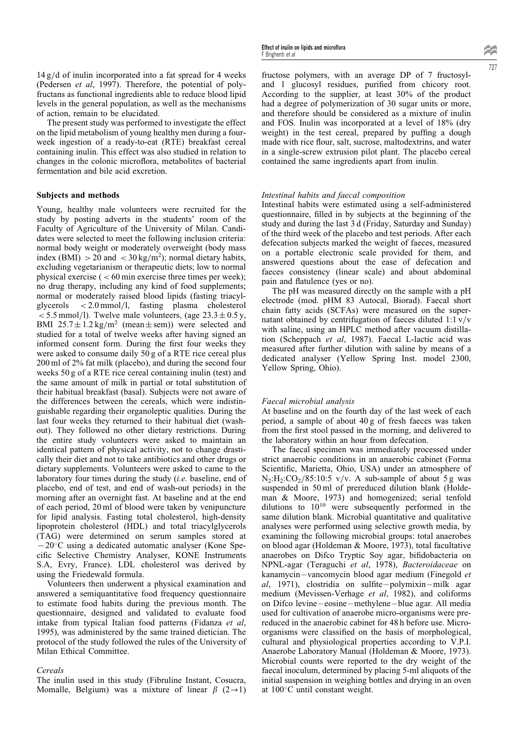14 g/d of inulin incorporated into a fat spread for 4 weeks (Pedersen *et al*, 1997). Therefore, the potential of polyfructans as functional ingredients able to reduce blood lipid levels in the general population, as well as the mechanisms of action, remain to be elucidated.

The present study was performed to investigate the effect on the lipid metabolism of young healthy men during a four-week ingestion of a ready-to-eat (RTE) breakfast cereal containing inulin. This effect was also studied in relation to changes in the colonic microflora, metabolites of bacterial fermentation and bile acid excretion.

## Subjects and methods

Young, healthy male volunteers were recruited for the study by posting adverts in the students' room of the Faculty of Agriculture of the University of Milan. Candidates were selected to meet the following inclusion criteria: normal body weight or moderately overweight (body mass index (BMI) $> 20$ and $< 30\,kg/m^2$); normal dietary habits, excluding vegetarianism or therapeutic diets; low to normal physical exercise ($< 60$ min exercise three times per week); no drug therapy, including any kind of food supplements; normal or moderately raised blood lipids (fasting triacylglycerols $< 2.0$ mmol/l, fasting plasma cholesterol $< 5.5$ mmol/l). Twelve male volunteers, (age $23.3 \pm 0.5$ y, BMI $25.7 \pm 1.2\,kg/m^2$ (mean $\pm$ sem)) were selected and studied for a total of twelve weeks after having signed an informed consent form. During the first four weeks they were asked to consume daily 50 g of a RTE rice cereal plus 200 ml of 2% fat milk (placebo), and during the second four weeks 50 g of a RTE rice cereal containing inulin (test) and the same amount of milk in partial or total substitution of their habitual breakfast (basal). Subjects were not aware of the differences between the cereals, which were indistinguishable regarding their organoleptic qualities. During the last four weeks they returned to their habitual diet (wash-out). They followed no other dietary restrictions. During the entire study volunteers were asked to maintain an identical pattern of physical activity, not to change drastically their diet and not to take antibiotics and other drugs or dietary supplements. Volunteers were asked to came to the laboratory four times during the study (*i.e.* baseline, end of placebo, end of test, and end of wash-out periods) in the morning after an overnight fast. At baseline and at the end of each period, 20 ml of blood were taken by venipuncture for lipid analysis. Fasting total cholesterol, high-density lipoprotein cholesterol (HDL) and total triacylglycerols (TAG) were determined on serum samples stored at $-20°C$ using a dedicated automatic analyser (Kone Specific Selective Chemistry Analyser, KONE Instruments S.A, Evry, France). LDL cholesterol was derived by using the Friedewald formula.

Volunteers then underwent a physical examination and answered a semiquantitative food frequency questionnaire to estimate food habits during the previous month. The questionnaire, designed and validated to evaluate food intake from typical Italian food patterns (Fidanza *et al*, 1995), was administered by the same trained dietician. The protocol of the study followed the rules of the University of Milan Ethical Committee.

### Cereals

The inulin used in this study (Fibruline Instant, Cosucra, Momalle, Belgium) was a mixture of linear $\beta$ $(2\rightarrow1)$ fructose polymers, with an average DP of 7 fructosyl- and 1 glucosyl residues, purified from chicory root. According to the supplier, at least 30% of the product had a degree of polymerization of 30 sugar units or more, and therefore should be considered as a mixture of inulin and FOS. Inulin was incorporated at a level of 18% (dry weight) in the test cereal, prepared by puffing a dough made with rice flour, salt, sucrose, maltodextrins, and water in a single-screw extrusion pilot plant. The placebo cereal contained the same ingredients apart from inulin.

### Intestinal habits and faecal composition

Intestinal habits were estimated using a self-administered questionnaire, filled in by subjects at the beginning of the study and during the last 3 d (Friday, Saturday and Sunday) of the third week of the placebo and test periods. After each defecation subjects marked the weight of faeces, measured on a portable electronic scale provided for them, and answered questions about the ease of defecation and faeces consistency (linear scale) and about abdominal pain and flatulence (yes or no).

The pH was measured directly on the sample with a pH electrode (mod. pHM 83 Autocal, Biorad). Faecal short chain fatty acids (SCFAs) were measured on the supernatant obtained by centrifugation of faeces diluted 1:1 v/v with saline, using an HPLC method after vacuum distillation (Scheppach *et al*, 1987). Faecal L-lactic acid was measured after further dilution with saline by means of a dedicated analyser (Yellow Spring Inst. model 2300, Yellow Spring, Ohio).

### Faecal microbial analysis

At baseline and on the fourth day of the last week of each period, a sample of about 40 g of fresh faeces was taken from the first stool passed in the morning, and delivered to the laboratory within an hour from defecation.

The faecal specimen was immediately processed under strict anaerobic conditions in an anaerobic cabinet (Forma Scientific, Marietta, Ohio, USA) under an atmosphere of $N_2$:$H_2$:$CO_2$/85:10:5 v/v. A sub-sample of about 5 g was suspended in 50 ml of prereduced dilution blank (Holdeman & Moore, 1973) and homogenized; serial tenfold dilutions to $10^{10}$ were subsequently performed in the same dilution blank. Microbial quantitative and qualitative analyses were performed using selective growth media, by examining the following microbial groups: total anaerobes on blood agar (Holdeman & Moore, 1973), total facultative anaerobes on Difco Tryptic Soy agar, bifidobacteria on NPNL-agar (Teraguchi *et al*, 1978), *Bacteroidaceae* on kanamycin–vancomycin blood agar medium (Finegold *et al*, 1971), clostridia on sulfite–polymixin–milk agar medium (Mevissen-Verhage *et al*, 1982), and coliforms on Difco levine–eosine–methylene–blue agar. All media used for cultivation of anaerobe micro-organisms were prereduced in the anaerobic cabinet for 48 h before use. Microorganisms were classified on the basis of morphological, cultural and physiological properties according to V.P.I. Anaerobe Laboratory Manual (Holdeman & Moore, 1973). Microbial counts were reported to the dry weight of the faecal inoculum, determined by placing 5-ml aliquots of the initial suspension in weighing bottles and drying in an oven at 100°C until constant weight.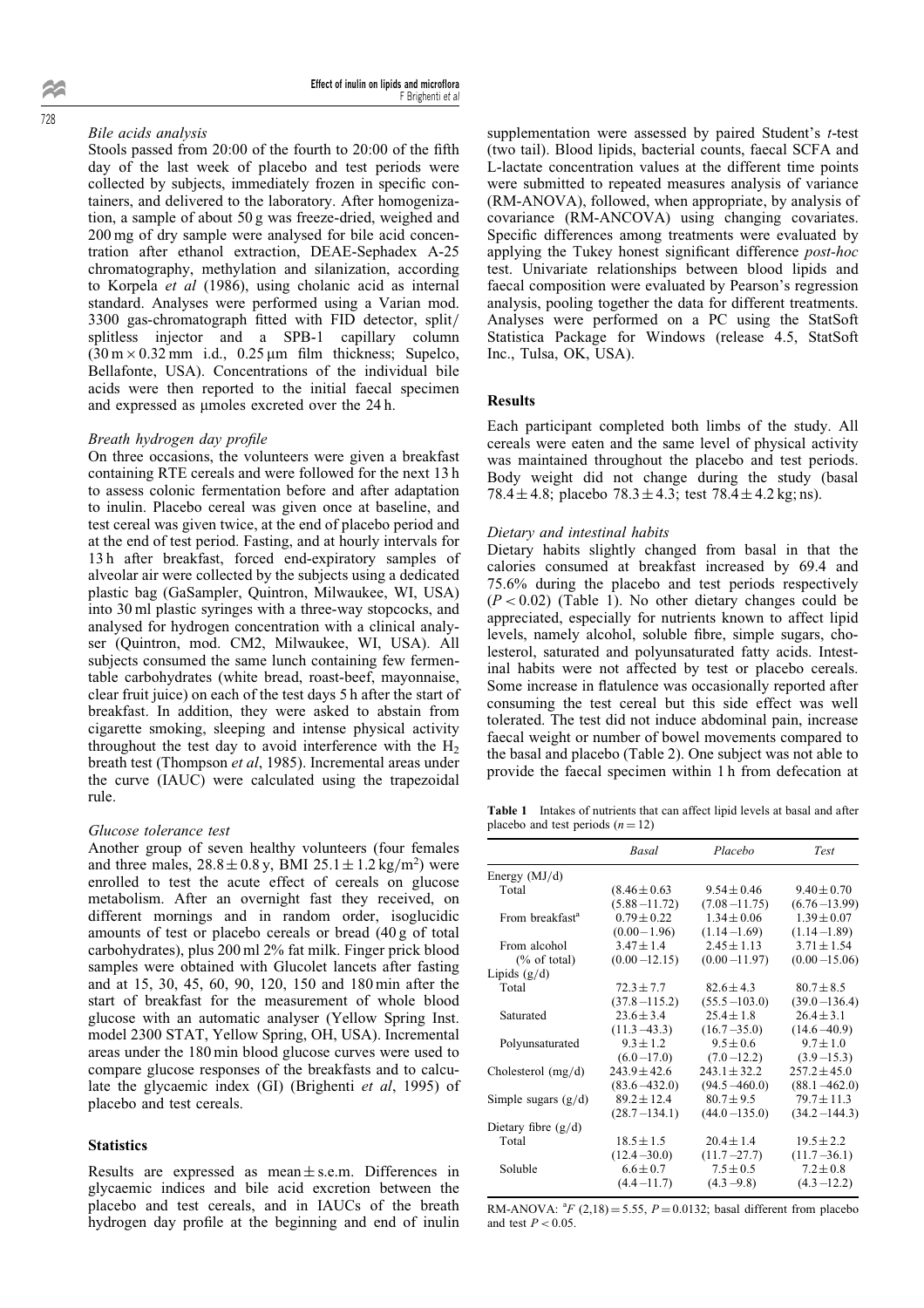### Bile acids analysis

Stools passed from 20:00 of the fourth to 20:00 of the fifth day of the last week of placebo and test periods were collected by subjects, immediately frozen in specific containers, and delivered to the laboratory. After homogenization, a sample of about 50 g was freeze-dried, weighed and 200 mg of dry sample were analysed for bile acid concentration after ethanol extraction, DEAE-Sephadex A-25 chromatography, methylation and silanization, according to Korpela *et al* (1986), using cholanic acid as internal standard. Analyses were performed using a Varian mod. 3300 gas-chromatograph fitted with FID detector, split/splitless injector and a SPB-1 capillary column (30 m × 0.32 mm i.d., 0.25 μm film thickness; Supelco, Bellafonte, USA). Concentrations of the individual bile acids were then reported to the initial faecal specimen and expressed as μmoles excreted over the 24 h.

### Breath hydrogen day profile

On three occasions, the volunteers were given a breakfast containing RTE cereals and were followed for the next 13 h to assess colonic fermentation before and after adaptation to inulin. Placebo cereal was given once at baseline, and test cereal was given twice, at the end of placebo period and at the end of test period. Fasting, and at hourly intervals for 13 h after breakfast, forced end-expiratory samples of alveolar air were collected by the subjects using a dedicated plastic bag (GaSampler, Quintron, Milwaukee, WI, USA) into 30 ml plastic syringes with a three-way stopcocks, and analysed for hydrogen concentration with a clinical analyser (Quintron, mod. CM2, Milwaukee, WI, USA). All subjects consumed the same lunch containing few fermentable carbohydrates (white bread, roast-beef, mayonnaise, clear fruit juice) on each of the test days 5 h after the start of breakfast. In addition, they were asked to abstain from cigarette smoking, sleeping and intense physical activity throughout the test day to avoid interference with the $H_2$ breath test (Thompson *et al*, 1985). Incremental areas under the curve (IAUC) were calculated using the trapezoidal rule.

### Glucose tolerance test

Another group of seven healthy volunteers (four females and three males, 28.8 ± 0.8 y, BMI 25.1 ± 1.2 kg/m$^2$) were enrolled to test the acute effect of cereals on glucose metabolism. After an overnight fast they received, on different mornings and in random order, isoglucidic amounts of test or placebo cereals or bread (40 g of total carbohydrates), plus 200 ml 2% fat milk. Finger prick blood samples were obtained with Glucolet lancets after fasting and at 15, 30, 45, 60, 90, 120, 150 and 180 min after the start of breakfast for the measurement of whole blood glucose with an automatic analyser (Yellow Spring Inst. model 2300 STAT, Yellow Spring, OH, USA). Incremental areas under the 180 min blood glucose curves were used to compare glucose responses of the breakfasts and to calculate the glycaemic index (GI) (Brighenti *et al*, 1995) of placebo and test cereals.

## Statistics

Results are expressed as mean ± s.e.m. Differences in glycaemic indices and bile acid excretion between the placebo and test cereals, and in IAUCs of the breath hydrogen day profile at the beginning and end of inulin supplementation were assessed by paired Student's *t*-test (two tail). Blood lipids, bacterial counts, faecal SCFA and L-lactate concentration values at the different time points were submitted to repeated measures analysis of variance (RM-ANOVA), followed, when appropriate, by analysis of covariance (RM-ANCOVA) using changing covariates. Specific differences among treatments were evaluated by applying the Tukey honest significant difference *post-hoc* test. Univariate relationships between blood lipids and faecal composition were evaluated by Pearson's regression analysis, pooling together the data for different treatments. Analyses were performed on a PC using the StatSoft Statistica Package for Windows (release 4.5, StatSoft Inc., Tulsa, OK, USA).

## Results

Each participant completed both limbs of the study. All cereals were eaten and the same level of physical activity was maintained throughout the placebo and test periods. Body weight did not change during the study (basal 78.4 ± 4.8; placebo 78.3 ± 4.3; test 78.4 ± 4.2 kg; ns).

### Dietary and intestinal habits

Dietary habits slightly changed from basal in that the calories consumed at breakfast increased by 69.4 and 75.6% during the placebo and test periods respectively ($P < 0.02$) (Table 1). No other dietary changes could be appreciated, especially for nutrients known to affect lipid levels, namely alcohol, soluble fibre, simple sugars, cholesterol, saturated and polyunsaturated fatty acids. Intestinal habits were not affected by test or placebo cereals. Some increase in flatulence was occasionally reported after consuming the test cereal but this side effect was well tolerated. The test did not induce abdominal pain, increase faecal weight or number of bowel movements compared to the basal and placebo (Table 2). One subject was not able to provide the faecal specimen within 1 h from defecation at

**Table 1** Intakes of nutrients that can affect lipid levels at basal and after placebo and test periods ($n = 12$)

| | *Basal* | *Placebo* | *Test* |
|---|---|---|---|
| Energy (MJ/d) | | | |
| Total | (8.46 ± 0.63 | 9.54 ± 0.46 | 9.40 ± 0.70 |
| | (5.88 – 11.72) | (7.08 – 11.75) | (6.76 – 13.99) |
| From breakfast[a] | 0.79 ± 0.22 | 1.34 ± 0.06 | 1.39 ± 0.07 |
| | (0.00 – 1.96) | (1.14 – 1.69) | (1.14 – 1.89) |
| From alcohol | 3.47 ± 1.4 | 2.45 ± 1.13 | 3.71 ± 1.54 |
| (% of total) | (0.00 – 12.15) | (0.00 – 11.97) | (0.00 – 15.06) |
| Lipids (g/d) | | | |
| Total | 72.3 ± 7.7 | 82.6 ± 4.3 | 80.7 ± 8.5 |
| | (37.8 – 115.2) | (55.5 – 103.0) | (39.0 – 136.4) |
| Saturated | 23.6 ± 3.4 | 25.4 ± 1.8 | 26.4 ± 3.1 |
| | (11.3 – 43.3) | (16.7 – 35.0) | (14.6 – 40.9) |
| Polyunsaturated | 9.3 ± 1.2 | 9.5 ± 0.6 | 9.7 ± 1.0 |
| | (6.0 – 17.0) | (7.0 – 12.2) | (3.9 – 15.3) |
| Cholesterol (mg/d) | 243.9 ± 42.6 | 243.1 ± 32.2 | 257.2 ± 45.0 |
| | (83.6 – 432.0) | (94.5 – 460.0) | (88.1 – 462.0) |
| Simple sugars (g/d) | 89.2 ± 12.4 | 80.7 ± 9.5 | 79.7 ± 11.3 |
| | (28.7 – 134.1) | (44.0 – 135.0) | (34.2 – 144.3) |
| Dietary fibre (g/d) | | | |
| Total | 18.5 ± 1.5 | 20.4 ± 1.4 | 19.5 ± 2.2 |
| | (12.4 – 30.0) | (11.7 – 27.7) | (11.7 – 36.1) |
| Soluble | 6.6 ± 0.7 | 7.5 ± 0.5 | 7.2 ± 0.8 |
| | (4.4 – 11.7) | (4.3 – 9.8) | (4.3 – 12.2) |

RM-ANOVA: [a]$F$ (2,18) = 5.55, $P = 0.0132$; basal different from placebo and test $P < 0.05$.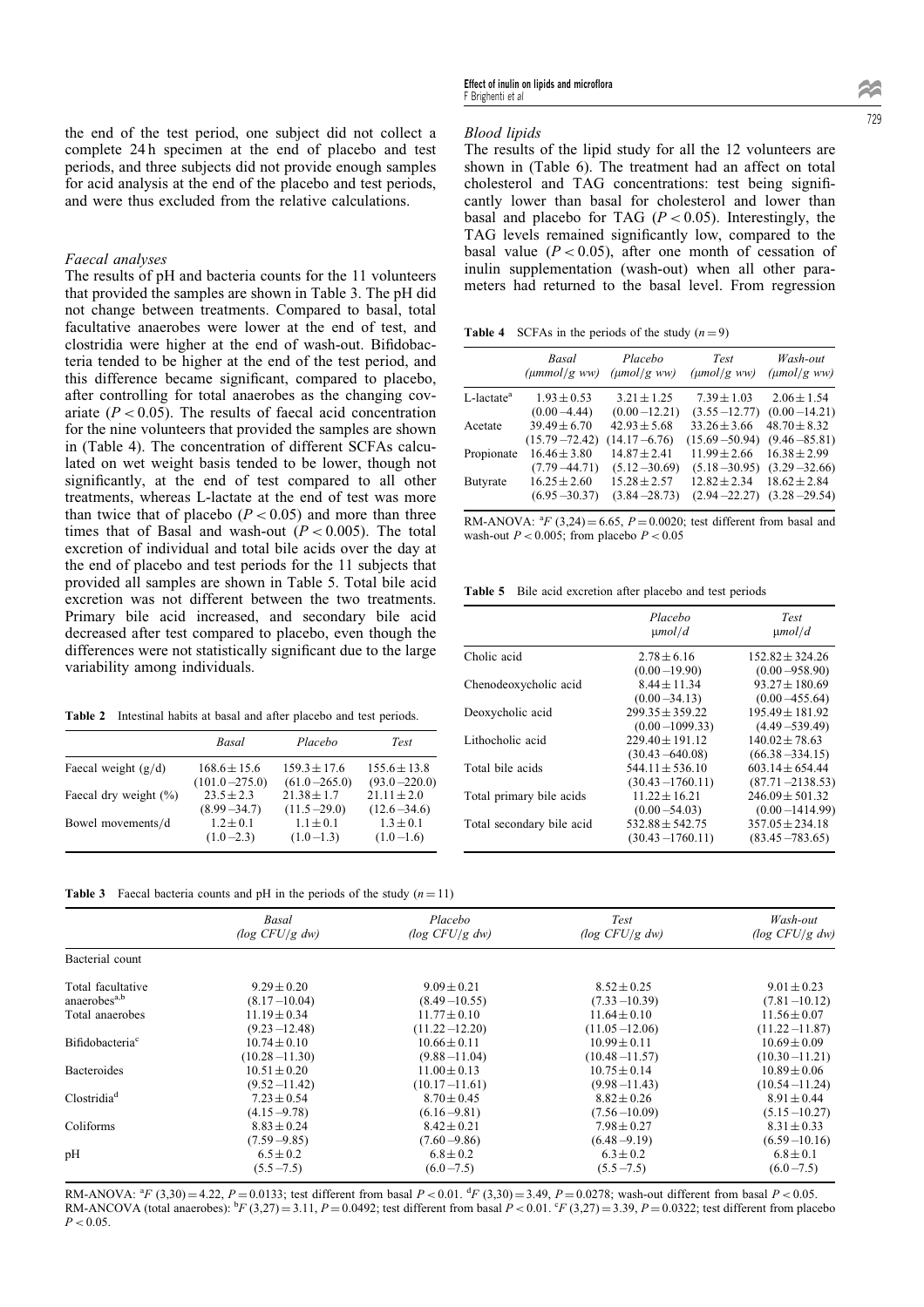the end of the test period, one subject did not collect a complete 24 h specimen at the end of placebo and test periods, and three subjects did not provide enough samples for acid analysis at the end of the placebo and test periods, and were thus excluded from the relative calculations.

### Faecal analyses

The results of pH and bacteria counts for the 11 volunteers that provided the samples are shown in Table 3. The pH did not change between treatments. Compared to basal, total facultative anaerobes were lower at the end of test, and clostridia were higher at the end of wash-out. Bifidobacteria tended to be higher at the end of the test period, and this difference became significant, compared to placebo, after controlling for total anaerobes as the changing covariate ($P < 0.05$). The results of faecal acid concentration for the nine volunteers that provided the samples are shown in (Table 4). The concentration of different SCFAs calculated on wet weight basis tended to be lower, though not significantly, at the end of test compared to all other treatments, whereas L-lactate at the end of test was more than twice that of placebo ($P < 0.05$) and more than three times that of Basal and wash-out ($P < 0.005$). The total excretion of individual and total bile acids over the day at the end of placebo and test periods for the 11 subjects that provided all samples are shown in Table 5. Total bile acid excretion was not different between the two treatments. Primary bile acid increased, and secondary bile acid decreased after test compared to placebo, even though the differences were not statistically significant due to the large variability among individuals.

**Table 2** Intestinal habits at basal and after placebo and test periods.

| | *Basal* | *Placebo* | *Test* |
|---|---|---|---|
| Faecal weight (g/d) | 168.6 ± 15.6 (101.0 –275.0) | 159.3 ± 17.6 (61.0 –265.0) | 155.6 ± 13.8 (93.0 –220.0) |
| Faecal dry weight (%) | 23.5 ± 2.3 (8.99 –34.7) | 21.38 ± 1.7 (11.5 –29.0) | 21.11 ± 2.0 (12.6 –34.6) |
| Bowel movements/d | 1.2 ± 0.1 (1.0 –2.3) | 1.1 ± 0.1 (1.0 –1.3) | 1.3 ± 0.1 (1.0 –1.6) |

### Blood lipids

The results of the lipid study for all the 12 volunteers are shown in (Table 6). The treatment had an affect on total cholesterol and TAG concentrations: test being significantly lower than basal for cholesterol and lower than basal and placebo for TAG ($P < 0.05$). Interestingly, the TAG levels remained significantly low, compared to the basal value ($P < 0.05$), after one month of cessation of inulin supplementation (wash-out) when all other parameters had returned to the basal level. From regression

**Table 4** SCFAs in the periods of the study ($n = 9$)

| | *Basal (μmmol/g ww)* | *Placebo (μmol/g ww)* | *Test (μmol/g ww)* | *Wash-out (μmol/g ww)* |
|---|---|---|---|---|
| L-lactate[a] | 1.93 ± 0.53 (0.00 –4.44) | 3.21 ± 1.25 (0.00 –12.21) | 7.39 ± 1.03 (3.55 –12.77) | 2.06 ± 1.54 (0.00 –14.21) |
| Acetate | 39.49 ± 6.70 (15.79 –72.42) | 42.93 ± 5.68 (14.17 –6.76) | 33.26 ± 3.66 (15.69 –50.94) | 48.70 ± 8.32 (9.46 –85.81) |
| Propionate | 16.46 ± 3.80 (7.79 –44.71) | 14.87 ± 2.41 (5.12 –30.69) | 11.99 ± 2.66 (5.18 –30.95) | 16.38 ± 2.99 (3.29 –32.66) |
| Butyrate | 16.25 ± 2.60 (6.95 –30.37) | 15.28 ± 2.57 (3.84 –28.73) | 12.82 ± 2.34 (2.94 –22.27) | 18.62 ± 2.84 (3.28 –29.54) |

RM-ANOVA: [a]$F$ (3,24) = 6.65, $P = 0.0020$; test different from basal and wash-out $P < 0.005$; from placebo $P < 0.05$

**Table 5** Bile acid excretion after placebo and test periods

| | *Placebo* μmol/d | *Test* μmol/d |
|---|---|---|
| Cholic acid | 2.78 ± 6.16 (0.00 –19.90) | 152.82 ± 324.26 (0.00 –958.90) |
| Chenodeoxycholic acid | 8.44 ± 11.34 (0.00 –34.13) | 93.27 ± 180.69 (0.00 –455.64) |
| Deoxycholic acid | 299.35 ± 359.22 (0.00 –1099.33) | 195.49 ± 181.92 (4.49 –539.49) |
| Lithocholic acid | 229.40 ± 191.12 (30.43 –640.08) | 140.02 ± 78.63 (66.38 –334.15) |
| Total bile acids | 544.11 ± 536.10 (30.43 –1760.11) | 603.14 ± 654.44 (87.71 –2138.53) |
| Total primary bile acids | 11.22 ± 16.21 (0.00 –54.03) | 246.09 ± 501.32 (0.00 –1414.99) |
| Total secondary bile acid | 532.88 ± 542.75 (30.43 –1760.11) | 357.05 ± 234.18 (83.45 –783.65) |

**Table 3** Faecal bacteria counts and pH in the periods of the study ($n = 11$)

| | *Basal (log CFU/g dw)* | *Placebo (log CFU/g dw)* | *Test (log CFU/g dw)* | *Wash-out (log CFU/g dw)* |
|---|---|---|---|---|
| Bacterial count | | | | |
| Total facultative anaerobes[a,b] | 9.29 ± 0.20 (8.17 –10.04) | 9.09 ± 0.21 (8.49 –10.55) | 8.52 ± 0.25 (7.33 –10.39) | 9.01 ± 0.23 (7.81 –10.12) |
| Total anaerobes | 11.19 ± 0.34 (9.23 –12.48) | 11.77 ± 0.10 (11.22 –12.20) | 11.64 ± 0.10 (11.05 –12.06) | 11.56 ± 0.07 (11.22 –11.87) |
| Bifidobacteria[c] | 10.74 ± 0.10 (10.28 –11.30) | 10.66 ± 0.11 (9.88 –11.04) | 10.99 ± 0.11 (10.48 –11.57) | 10.69 ± 0.09 (10.30 –11.21) |
| Bacteroides | 10.51 ± 0.20 (9.52 –11.42) | 11.00 ± 0.13 (10.17 –11.61) | 10.75 ± 0.14 (9.98 –11.43) | 10.89 ± 0.06 (10.54 –11.24) |
| Clostridia[d] | 7.23 ± 0.54 (4.15 –9.78) | 8.70 ± 0.45 (6.16 –9.81) | 8.82 ± 0.26 (7.56 –10.09) | 8.91 ± 0.44 (5.15 –10.27) |
| Coliforms | 8.83 ± 0.24 (7.59 –9.85) | 8.42 ± 0.21 (7.60 –9.86) | 7.98 ± 0.27 (6.48 –9.19) | 8.31 ± 0.33 (6.59 –10.16) |
| pH | 6.5 ± 0.2 (5.5 –7.5) | 6.8 ± 0.2 (6.0 –7.5) | 6.3 ± 0.2 (5.5 –7.5) | 6.8 ± 0.1 (6.0 –7.5) |

RM-ANOVA: [a]$F$ (3,30) = 4.22, $P = 0.0133$; test different from basal $P < 0.01$. [d]$F$ (3,30) = 3.49, $P = 0.0278$; wash-out different from basal $P < 0.05$.
RM-ANCOVA (total anaerobes): [b]$F$ (3,27) = 3.11, $P = 0.0492$; test different from basal $P < 0.01$. [c]$F$ (3,27) = 3.39, $P = 0.0322$; test different from placebo $P < 0.05$.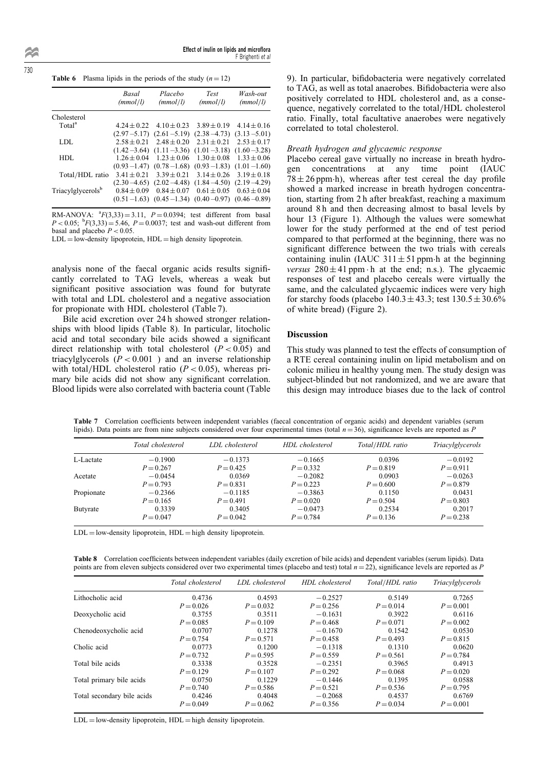**Table 6** Plasma lipids in the periods of the study ($n = 12$)

| | *Basal (mmol/l)* | *Placebo (mmol/l)* | *Test (mmol/l)* | *Wash-out (mmol/l)* |
|---|---|---|---|---|
| Cholesterol | | | | |
| Total[a] | $4.24 \pm 0.22$ | $4.10 \pm 0.23$ | $3.89 \pm 0.19$ | $4.14 \pm 0.16$ |
| | (2.97–5.17) | (2.61–5.19) | (2.38–4.73) | (3.13–5.01) |
| LDL | $2.58 \pm 0.21$ | $2.48 \pm 0.20$ | $2.31 \pm 0.21$ | $2.53 \pm 0.17$ |
| | (1.42–3.64) | (1.11–3.36) | (1.01–3.18) | (1.60–3.28) |
| HDL | $1.26 \pm 0.04$ | $1.23 \pm 0.06$ | $1.30 \pm 0.08$ | $1.33 \pm 0.06$ |
| | (0.93–1.47) | (0.78–1.68) | (0.93–1.83) | (1.01–1.60) |
| Total/HDL ratio | $3.41 \pm 0.21$ | $3.39 \pm 0.21$ | $3.14 \pm 0.26$ | $3.19 \pm 0.18$ |
| | (2.30–4.65) | (2.02–4.48) | (1.84–4.50) | (2.19–4.29) |
| Triacylglycerols[b] | $0.84 \pm 0.09$ | $0.84 \pm 0.07$ | $0.61 \pm 0.05$ | $0.63 \pm 0.04$ |
| | (0.51–1.63) | (0.45–1.34) | (0.40–0.97) | (0.46–0.89) |

RM-ANOVA: [a]$F(3,33) = 3.11$, $P = 0.0394$; test different from basal $P < 0.05$; [b]$F(3,33) = 5.46$, $P = 0.0037$; test and wash-out different from basal and placebo $P < 0.05$.

LDL = low-density lipoprotein, HDL = high density lipoprotein.

analysis none of the faecal organic acids results significantly correlated to TAG levels, whereas a weak but significant positive association was found for butyrate with total and LDL cholesterol and a negative association for propionate with HDL cholesterol (Table 7).

Bile acid excretion over 24 h showed stronger relationships with blood lipids (Table 8). In particular, litocholic acid and total secondary bile acids showed a significant direct relationship with total cholesterol ($P < 0.05$) and triacylglycerols ($P < 0.001$ ) and an inverse relationship with total/HDL cholesterol ratio ($P < 0.05$), whereas primary bile acids did not show any significant correlation. Blood lipids were also correlated with bacteria count (Table 9). In particular, bifidobacteria were negatively correlated to TAG, as well as total anaerobes. Bifidobacteria were also positively correlated to HDL cholesterol and, as a consequence, negatively correlated to the total/HDL cholesterol ratio. Finally, total facultative anaerobes were negatively correlated to total cholesterol.

### *Breath hydrogen and glycaemic response*

Placebo cereal gave virtually no increase in breath hydrogen concentrations at any time point (IAUC $78 \pm 26$ ppm·h), whereas after test cereal the day profile showed a marked increase in breath hydrogen concentration, starting from 2 h after breakfast, reaching a maximum around 8 h and then decreasing almost to basal levels by hour 13 (Figure 1). Although the values were somewhat lower for the study performed at the end of test period compared to that performed at the beginning, there was no significant difference between the two trials with cereals containing inulin (IAUC $311 \pm 51$ ppm·h at the beginning *versus* $280 \pm 41$ ppm·h at the end; n.s.). The glycaemic responses of test and placebo cereals were virtually the same, and the calculated glycaemic indices were very high for starchy foods (placebo $140.3 \pm 43.3$; test $130.5 \pm 30.6$% of white bread) (Figure 2).

## Discussion

This study was planned to test the effects of consumption of a RTE cereal containing inulin on lipid metabolism and on colonic milieu in healthy young men. The study design was subject-blinded but not randomized, and we are aware that this design may introduce biases due to the lack of control

**Table 7** Correlation coefficients between independent variables (faecal concentration of organic acids) and dependent variables (serum lipids). Data points are from nine subjects considered over four experimental times (total $n = 36$), significance levels are reported as $P$

| | *Total cholesterol* | *LDL cholesterol* | *HDL cholesterol* | *Total/HDL ratio* | *Triacylglycerols* |
|---|---|---|---|---|---|
| L-Lactate | −0.1900 | −0.1373 | −0.1665 | 0.0396 | −0.0192 |
| | $P = 0.267$ | $P = 0.425$ | $P = 0.332$ | $P = 0.819$ | $P = 0.911$ |
| Acetate | −0.0454 | 0.0369 | −0.2082 | 0.0903 | −0.0263 |
| | $P = 0.793$ | $P = 0.831$ | $P = 0.223$ | $P = 0.600$ | $P = 0.879$ |
| Propionate | −0.2366 | −0.1185 | −0.3863 | 0.1150 | 0.0431 |
| | $P = 0.165$ | $P = 0.491$ | $P = 0.020$ | $P = 0.504$ | $P = 0.803$ |
| Butyrate | 0.3339 | 0.3405 | −0.0473 | 0.2534 | 0.2017 |
| | $P = 0.047$ | $P = 0.042$ | $P = 0.784$ | $P = 0.136$ | $P = 0.238$ |

LDL = low-density lipoprotein, HDL = high density lipoprotein.

**Table 8** Correlation coefficients between independent variables (daily excretion of bile acids) and dependent variables (serum lipids). Data points are from eleven subjects considered over two experimental times (placebo and test) total $n = 22$), significance levels are reported as $P$

| | *Total cholesterol* | *LDL cholesterol* | *HDL cholesterol* | *Total/HDL ratio* | *Triacylglycerols* |
|---|---|---|---|---|---|
| Lithocholic acid | 0.4736 | 0.4593 | −0.2527 | 0.5149 | 0.7265 |
| | $P = 0.026$ | $P = 0.032$ | $P = 0.256$ | $P = 0.014$ | $P = 0.001$ |
| Deoxycholic acid | 0.3755 | 0.3511 | −0.1631 | 0.3922 | 0.6116 |
| | $P = 0.085$ | $P = 0.109$ | $P = 0.468$ | $P = 0.071$ | $P = 0.002$ |
| Chenodeoxycholic acid | 0.0707 | 0.1278 | −0.1670 | 0.1542 | 0.0530 |
| | $P = 0.754$ | $P = 0.571$ | $P = 0.458$ | $P = 0.493$ | $P = 0.815$ |
| Cholic acid | 0.0773 | 0.1200 | −0.1318 | 0.1310 | 0.0620 |
| | $P = 0.732$ | $P = 0.595$ | $P = 0.559$ | $P = 0.561$ | $P = 0.784$ |
| Total bile acids | 0.3338 | 0.3528 | −0.2351 | 0.3965 | 0.4913 |
| | $P = 0.129$ | $P = 0.107$ | $P = 0.292$ | $P = 0.068$ | $P = 0.020$ |
| Total primary bile acids | 0.0750 | 0.1229 | −0.1446 | 0.1395 | 0.0588 |
| | $P = 0.740$ | $P = 0.586$ | $P = 0.521$ | $P = 0.536$ | $P = 0.795$ |
| Total secondary bile acids | 0.4246 | 0.4048 | −0.2068 | 0.4537 | 0.6769 |
| | $P = 0.049$ | $P = 0.062$ | $P = 0.356$ | $P = 0.034$ | $P = 0.001$ |

LDL = low-density lipoprotein, HDL = high density lipoprotein.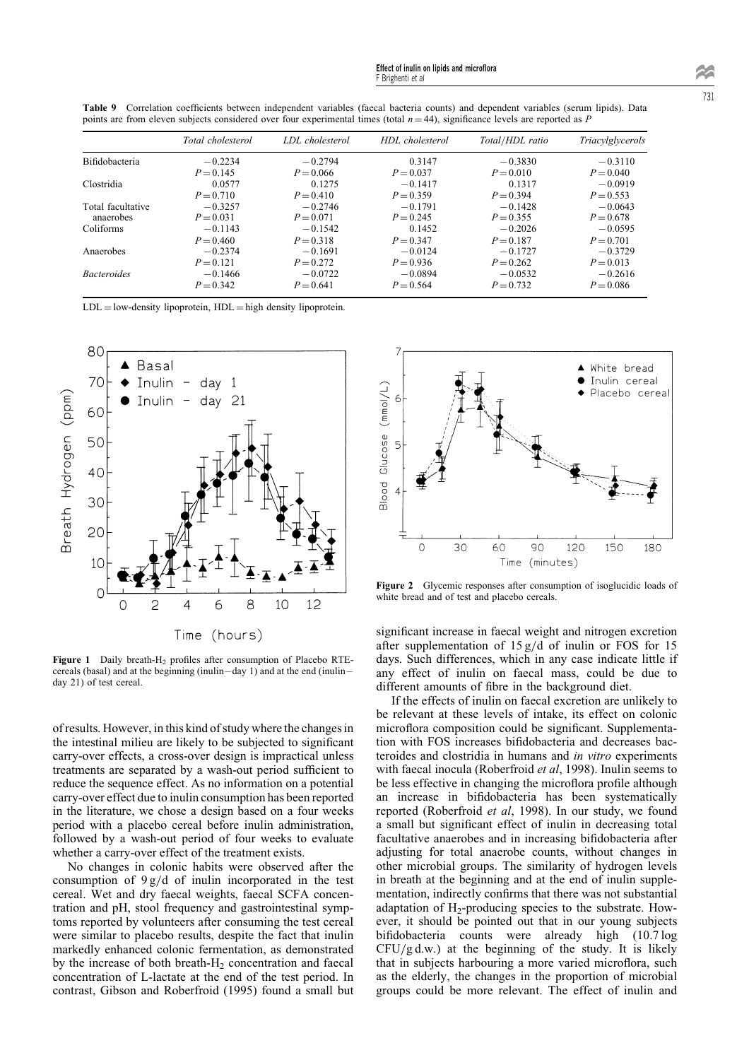**Table 9** Correlation coefficients between independent variables (faecal bacteria counts) and dependent variables (serum lipids). Data points are from eleven subjects considered over four experimental times (total $n = 44$), significance levels are reported as $P$

| | *Total cholesterol* | *LDL cholesterol* | *HDL cholesterol* | *Total/HDL ratio* | *Triacylglycerols* |
|---|---|---|---|---|---|
| Bifidobacteria | −0.2234 | −0.2794 | 0.3147 | −0.3830 | −0.3110 |
| | $P = 0.145$ | $P = 0.066$ | $P = 0.037$ | $P = 0.010$ | $P = 0.040$ |
| Clostridia | 0.0577 | 0.1275 | −0.1417 | 0.1317 | −0.0919 |
| | $P = 0.710$ | $P = 0.410$ | $P = 0.359$ | $P = 0.394$ | $P = 0.553$ |
| Total facultative anaerobes | −0.3257 | −0.2746 | −0.1791 | −0.1428 | −0.0643 |
| | $P = 0.031$ | $P = 0.071$ | $P = 0.245$ | $P = 0.355$ | $P = 0.678$ |
| Coliforms | −0.1143 | −0.1542 | 0.1452 | −0.2026 | −0.0595 |
| | $P = 0.460$ | $P = 0.318$ | $P = 0.347$ | $P = 0.187$ | $P = 0.701$ |
| Anaerobes | −0.2374 | −0.1691 | −0.0124 | −0.1727 | −0.3729 |
| | $P = 0.121$ | $P = 0.272$ | $P = 0.936$ | $P = 0.262$ | $P = 0.013$ |
| *Bacteroides* | −0.1466 | −0.0722 | −0.0894 | −0.0532 | −0.2616 |
| | $P = 0.342$ | $P = 0.641$ | $P = 0.564$ | $P = 0.732$ | $P = 0.086$ |

LDL = low-density lipoprotein, HDL = high density lipoprotein.

**Figure 1** Daily breath-$H_2$ profiles after consumption of Placebo RTE-cereals (basal) and at the beginning (inulin−day 1) and at the end (inulin−day 21) of test cereal.

**Figure 2** Glycemic responses after consumption of isoglucidic loads of white bread and of test and placebo cereals.

of results. However, in this kind of study where the changes in the intestinal milieu are likely to be subjected to significant carry-over effects, a cross-over design is impractical unless treatments are separated by a wash-out period sufficient to reduce the sequence effect. As no information on a potential carry-over effect due to inulin consumption has been reported in the literature, we chose a design based on a four weeks period with a placebo cereal before inulin administration, followed by a wash-out period of four weeks to evaluate whether a carry-over effect of the treatment exists.

No changes in colonic habits were observed after the consumption of 9 g/d of inulin incorporated in the test cereal. Wet and dry faecal weights, faecal SCFA concentration and pH, stool frequency and gastrointestinal symptoms reported by volunteers after consuming the test cereal were similar to placebo results, despite the fact that inulin markedly enhanced colonic fermentation, as demonstrated by the increase of both breath-$H_2$ concentration and faecal concentration of L-lactate at the end of the test period. In contrast, Gibson and Roberfroid (1995) found a small but significant increase in faecal weight and nitrogen excretion after supplementation of 15 g/d of inulin or FOS for 15 days. Such differences, which in any case indicate little if any effect of inulin on faecal mass, could be due to different amounts of fibre in the background diet.

If the effects of inulin on faecal excretion are unlikely to be relevant at these levels of intake, its effect on colonic microflora composition could be significant. Supplementation with FOS increases bifidobacteria and decreases bacteroides and clostridia in humans and *in vitro* experiments with faecal inocula (Roberfroid *et al*, 1998). Inulin seems to be less effective in changing the microflora profile although an increase in bifidobacteria has been systematically reported (Roberfroid *et al*, 1998). In our study, we found a small but significant effect of inulin in decreasing total facultative anaerobes and in increasing bifidobacteria after adjusting for total anaerobe counts, without changes in other microbial groups. The similarity of hydrogen levels in breath at the beginning and at the end of inulin supplementation, indirectly confirms that there was not substantial adaptation of $H_2$-producing species to the substrate. However, it should be pointed out that in our young subjects bifidobacteria counts were already high (10.7 log CFU/g d.w.) at the beginning of the study. It is likely that in subjects harbouring a more varied microflora, such as the elderly, the changes in the proportion of microbial groups could be more relevant. The effect of inulin and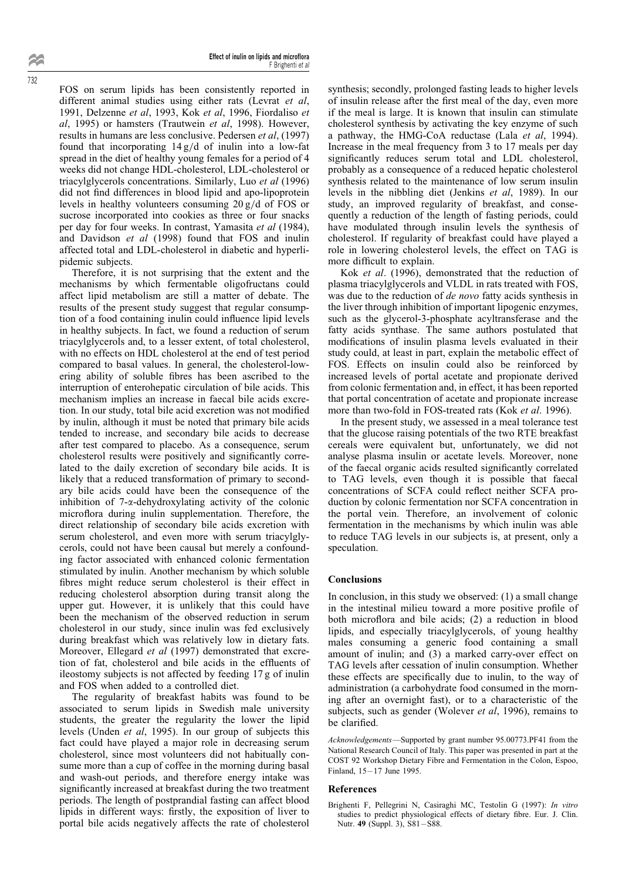FOS on serum lipids has been consistently reported in different animal studies using either rats (Levrat *et al*, 1991, Delzenne *et al*, 1993, Kok *et al*, 1996, Fiordaliso *et al*, 1995) or hamsters (Trautwein *et al*, 1998). However, results in humans are less conclusive. Pedersen *et al*, (1997) found that incorporating 14 g/d of inulin into a low-fat spread in the diet of healthy young females for a period of 4 weeks did not change HDL-cholesterol, LDL-cholesterol or triacylglycerols concentrations. Similarly, Luo *et al* (1996) did not find differences in blood lipid and apo-lipoprotein levels in healthy volunteers consuming 20 g/d of FOS or sucrose incorporated into cookies as three or four snacks per day for four weeks. In contrast, Yamasita *et al* (1984), and Davidson *et al* (1998) found that FOS and inulin affected total and LDL-cholesterol in diabetic and hyperlipidemic subjects.

Therefore, it is not surprising that the extent and the mechanisms by which fermentable oligofructans could affect lipid metabolism are still a matter of debate. The results of the present study suggest that regular consumption of a food containing inulin could influence lipid levels in healthy subjects. In fact, we found a reduction of serum triacylglycerols and, to a lesser extent, of total cholesterol, with no effects on HDL cholesterol at the end of test period compared to basal values. In general, the cholesterol-lowering ability of soluble fibres has been ascribed to the interruption of enterohepatic circulation of bile acids. This mechanism implies an increase in faecal bile acids excretion. In our study, total bile acid excretion was not modified by inulin, although it must be noted that primary bile acids tended to increase, and secondary bile acids to decrease after test compared to placebo. As a consequence, serum cholesterol results were positively and significantly correlated to the daily excretion of secondary bile acids. It is likely that a reduced transformation of primary to secondary bile acids could have been the consequence of the inhibition of 7-α-dehydroxylating activity of the colonic microflora during inulin supplementation. Therefore, the direct relationship of secondary bile acids excretion with serum cholesterol, and even more with serum triacylglycerols, could not have been causal but merely a confounding factor associated with enhanced colonic fermentation stimulated by inulin. Another mechanism by which soluble fibres might reduce serum cholesterol is their effect in reducing cholesterol absorption during transit along the upper gut. However, it is unlikely that this could have been the mechanism of the observed reduction in serum cholesterol in our study, since inulin was fed exclusively during breakfast which was relatively low in dietary fats. Moreover, Ellegard *et al* (1997) demonstrated that excretion of fat, cholesterol and bile acids in the effluents of ileostomy subjects is not affected by feeding 17 g of inulin and FOS when added to a controlled diet.

The regularity of breakfast habits was found to be associated to serum lipids in Swedish male university students, the greater the regularity the lower the lipid levels (Unden *et al*, 1995). In our group of subjects this fact could have played a major role in decreasing serum cholesterol, since most volunteers did not habitually consume more than a cup of coffee in the morning during basal and wash-out periods, and therefore energy intake was significantly increased at breakfast during the two treatment periods. The length of postprandial fasting can affect blood lipids in different ways: firstly, the exposition of liver to portal bile acids negatively affects the rate of cholesterol synthesis; secondly, prolonged fasting leads to higher levels of insulin release after the first meal of the day, even more if the meal is large. It is known that insulin can stimulate cholesterol synthesis by activating the key enzyme of such a pathway, the HMG-CoA reductase (Lala *et al*, 1994). Increase in the meal frequency from 3 to 17 meals per day significantly reduces serum total and LDL cholesterol, probably as a consequence of a reduced hepatic cholesterol synthesis related to the maintenance of low serum insulin levels in the nibbling diet (Jenkins *et al*, 1989). In our study, an improved regularity of breakfast, and consequently a reduction of the length of fasting periods, could have modulated through insulin levels the synthesis of cholesterol. If regularity of breakfast could have played a role in lowering cholesterol levels, the effect on TAG is more difficult to explain.

Kok *et al*. (1996), demonstrated that the reduction of plasma triacylglycerols and VLDL in rats treated with FOS, was due to the reduction of *de novo* fatty acids synthesis in the liver through inhibition of important lipogenic enzymes, such as the glycerol-3-phosphate acyltransferase and the fatty acids synthase. The same authors postulated that modifications of insulin plasma levels evaluated in their study could, at least in part, explain the metabolic effect of FOS. Effects on insulin could also be reinforced by increased levels of portal acetate and propionate derived from colonic fermentation and, in effect, it has been reported that portal concentration of acetate and propionate increase more than two-fold in FOS-treated rats (Kok *et al*. 1996).

In the present study, we assessed in a meal tolerance test that the glucose raising potentials of the two RTE breakfast cereals were equivalent but, unfortunately, we did not analyse plasma insulin or acetate levels. Moreover, none of the faecal organic acids resulted significantly correlated to TAG levels, even though it is possible that faecal concentrations of SCFA could reflect neither SCFA production by colonic fermentation nor SCFA concentration in the portal vein. Therefore, an involvement of colonic fermentation in the mechanisms by which inulin was able to reduce TAG levels in our subjects is, at present, only a speculation.

## Conclusions

In conclusion, in this study we observed: (1) a small change in the intestinal milieu toward a more positive profile of both microflora and bile acids; (2) a reduction in blood lipids, and especially triacylglycerols, of young healthy males consuming a generic food containing a small amount of inulin; and (3) a marked carry-over effect on TAG levels after cessation of inulin consumption. Whether these effects are specifically due to inulin, to the way of administration (a carbohydrate food consumed in the morning after an overnight fast), or to a characteristic of the subjects, such as gender (Wolever *et al*, 1996), remains to be clarified.

*Acknowledgements*—Supported by grant number 95.00773.PF41 from the National Research Council of Italy. This paper was presented in part at the COST 92 Workshop Dietary Fibre and Fermentation in the Colon, Espoo, Finland, 15–17 June 1995.

## References

Brighenti F, Pellegrini N, Casiraghi MC, Testolin G (1997): *In vitro* studies to predict physiological effects of dietary fibre. Eur. J. Clin. Nutr. **49** (Suppl. 3), S81–S88.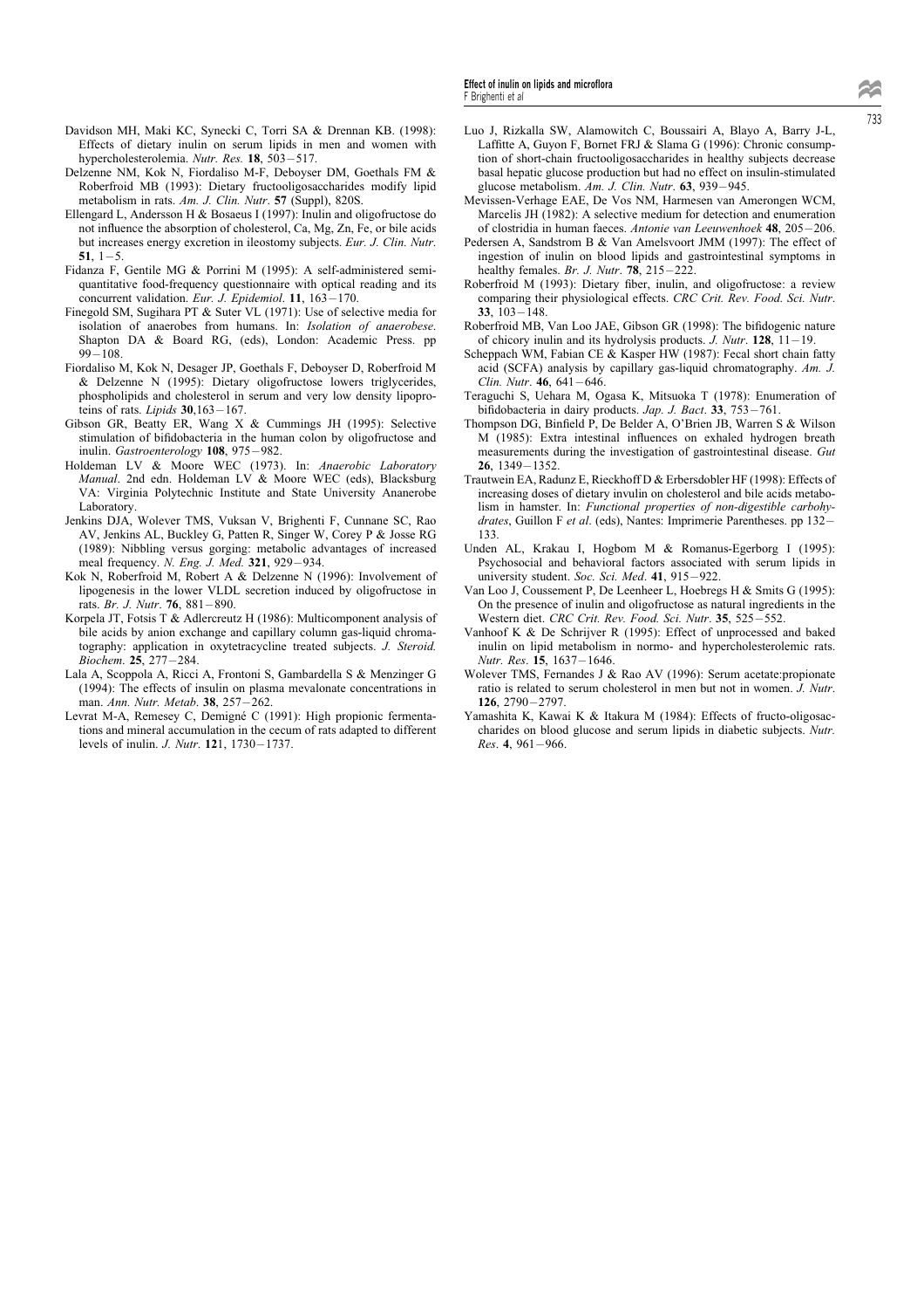Davidson MH, Maki KC, Synecki C, Torri SA & Drennan KB. (1998): Effects of dietary inulin on serum lipids in men and women with hypercholesterolemia. *Nutr. Res.* **18**, 503–517.

Delzenne NM, Kok N, Fiordaliso M-F, Deboyser DM, Goethals FM & Roberfroid MB (1993): Dietary fructooligosaccharides modify lipid metabolism in rats. *Am. J. Clin. Nutr*. **57** (Suppl), 820S.

Ellengard L, Andersson H & Bosaeus I (1997): Inulin and oligofructose do not influence the absorption of cholesterol, Ca, Mg, Zn, Fe, or bile acids but increases energy excretion in ileostomy subjects. *Eur. J. Clin. Nutr*. **51**, 1–5.

Fidanza F, Gentile MG & Porrini M (1995): A self-administered semi-quantitative food-frequency questionnaire with optical reading and its concurrent validation. *Eur. J. Epidemiol*. **11**, 163–170.

Finegold SM, Sugihara PT & Suter VL (1971): Use of selective media for isolation of anaerobes from humans. In: *Isolation of anaerobese*. Shapton DA & Board RG, (eds), London: Academic Press. pp 99–108.

Fiordaliso M, Kok N, Desager JP, Goethals F, Deboyser D, Roberfroid M & Delzenne N (1995): Dietary oligofructose lowers triglycerides, phospholipids and cholesterol in serum and very low density lipoproteins of rats. *Lipids* **30**,163–167.

Gibson GR, Beatty ER, Wang X & Cummings JH (1995): Selective stimulation of bifidobacteria in the human colon by oligofructose and inulin. *Gastroenterology* **108**, 975–982.

Holdeman LV & Moore WEC (1973). In: *Anaerobic Laboratory Manual*. 2nd edn. Holdeman LV & Moore WEC (eds), Blacksburg VA: Virginia Polytechnic Institute and State University Ananerobe Laboratory.

Jenkins DJA, Wolever TMS, Vuksan V, Brighenti F, Cunnane SC, Rao AV, Jenkins AL, Buckley G, Patten R, Singer W, Corey P & Josse RG (1989): Nibbling versus gorging: metabolic advantages of increased meal frequency. *N. Eng. J. Med.* **321**, 929–934.

Kok N, Roberfroid M, Robert A & Delzenne N (1996): Involvement of lipogenesis in the lower VLDL secretion induced by oligofructose in rats. *Br. J. Nutr*. **76**, 881–890.

Korpela JT, Fotsis T & Adlercreutz H (1986): Multicomponent analysis of bile acids by anion exchange and capillary column gas-liquid chromatography: application in oxytetracycline treated subjects. *J. Steroid. Biochem*. **25**, 277–284.

Lala A, Scoppola A, Ricci A, Frontoni S, Gambardella S & Menzinger G (1994): The effects of insulin on plasma mevalonate concentrations in man. *Ann. Nutr. Metab*. **38**, 257–262.

Levrat M-A, Remesey C, Demigné C (1991): High propionic fermentations and mineral accumulation in the cecum of rats adapted to different levels of inulin. *J. Nutr*. **12**1, 1730–1737.

Luo J, Rizkalla SW, Alamowitch C, Boussairi A, Blayo A, Barry J-L, Laffitte A, Guyon F, Bornet FRJ & Slama G (1996): Chronic consumption of short-chain fructooligosaccharides in healthy subjects decrease basal hepatic glucose production but had no effect on insulin-stimulated glucose metabolism. *Am. J. Clin. Nutr*. **63**, 939–945.

Mevissen-Verhage EAE, De Vos NM, Harmesen van Amerongen WCM, Marcelis JH (1982): A selective medium for detection and enumeration of clostridia in human faeces. *Antonie van Leeuwenhoek* **48**, 205–206.

Pedersen A, Sandstrom B & Van Amelsvoort JMM (1997): The effect of ingestion of inulin on blood lipids and gastrointestinal symptoms in healthy females. *Br. J. Nutr*. **78**, 215–222.

Roberfroid M (1993): Dietary fiber, inulin, and oligofructose: a review comparing their physiological effects. *CRC Crit. Rev. Food. Sci. Nutr*. **33**, 103–148.

Roberfroid MB, Van Loo JAE, Gibson GR (1998): The bifidogenic nature of chicory inulin and its hydrolysis products. *J. Nutr*. **128**, 11–19.

Scheppach WM, Fabian CE & Kasper HW (1987): Fecal short chain fatty acid (SCFA) analysis by capillary gas-liquid chromatography. *Am. J. Clin. Nutr*. **46**, 641–646.

Teraguchi S, Uehara M, Ogasa K, Mitsuoka T (1978): Enumeration of bifidobacteria in dairy products. *Jap. J. Bact*. **33**, 753–761.

Thompson DG, Binfield P, De Belder A, O'Brien JB, Warren S & Wilson M (1985): Extra intestinal influences on exhaled hydrogen breath measurements during the investigation of gastrointestinal disease. *Gut* **26**, 1349–1352.

Trautwein EA, Radunz E, Rieckhoff D & Erbersdobler HF (1998): Effects of increasing doses of dietary invulin on cholesterol and bile acids metabolism in hamster. In: *Functional properties of non-digestible carbohydrates*, Guillon F *et al*. (eds), Nantes: Imprimerie Parentheses. pp 132–133.

Unden AL, Krakau I, Hogbom M & Romanus-Egerborg I (1995): Psychosocial and behavioral factors associated with serum lipids in university student. *Soc. Sci. Med*. **41**, 915–922.

Van Loo J, Coussement P, De Leenheer L, Hoebregs H & Smits G (1995): On the presence of inulin and oligofructose as natural ingredients in the Western diet. *CRC Crit. Rev. Food. Sci. Nutr*. **35**, 525–552.

Vanhoof K & De Schrijver R (1995): Effect of unprocessed and baked inulin on lipid metabolism in normo- and hypercholesterolemic rats. *Nutr. Res*. **15**, 1637–1646.

Wolever TMS, Fernandes J & Rao AV (1996): Serum acetate:propionate ratio is related to serum cholesterol in men but not in women. *J. Nutr*. **126**, 2790–2797.

Yamashita K, Kawai K & Itakura M (1984): Effects of fructo-oligosaccharides on blood glucose and serum lipids in diabetic subjects. *Nutr. Res*. **4**, 961–966.